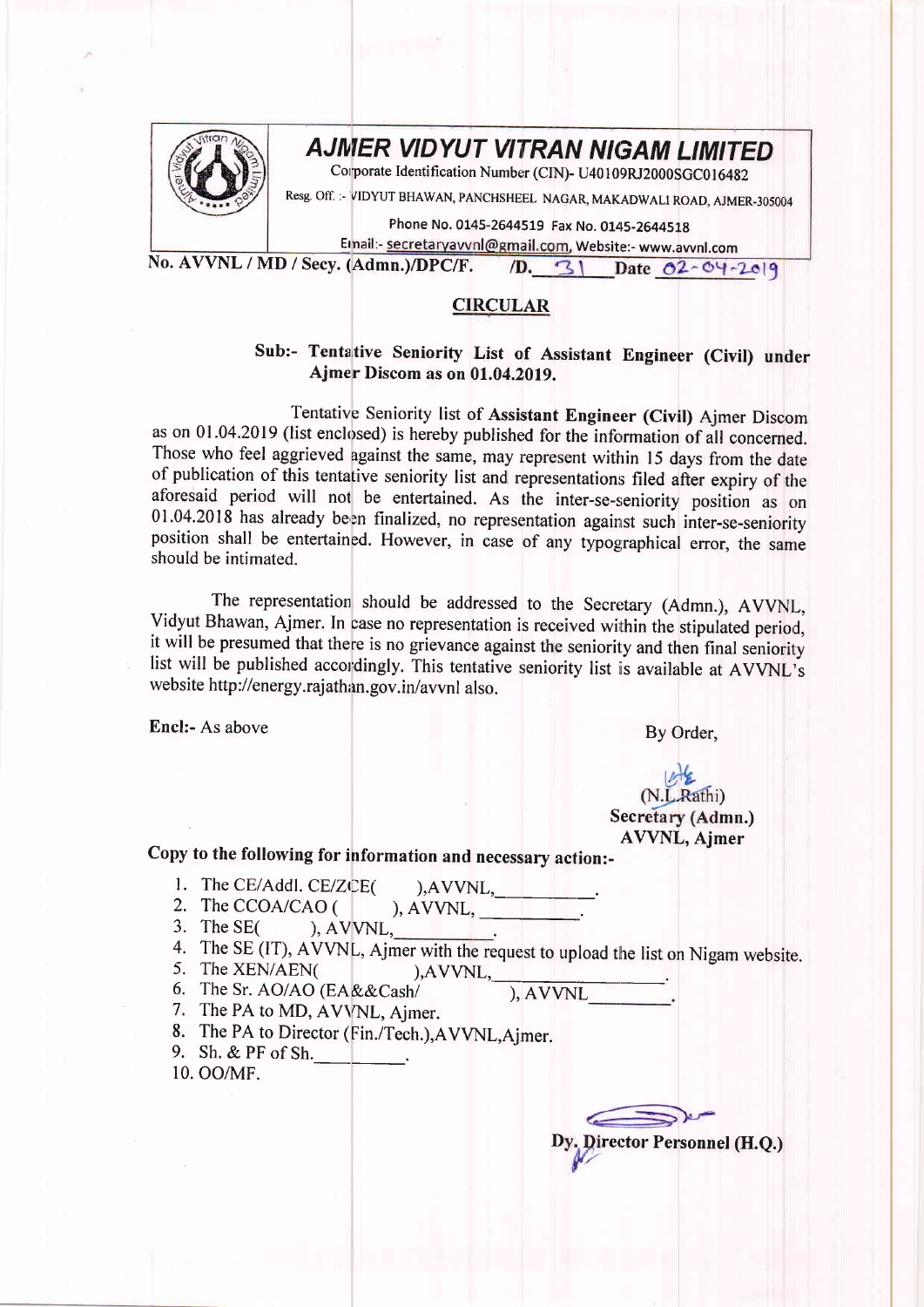# AJMER VIDYUT VITRAN NIGAM LIMITED

Corporate Identification Number (CIN)- U40109RJ2000SGC016482

Resg. Off. :- VIDYUT BHAWAN, PANCHSHEEL NAGAR, MAKADWALI ROAD, AJMER-305004

Phone No. 0145-2644519 Fax No. 0145-2644518

Email:- secretaryavvnl@gmail.com, Website:- www.avvnl.com

No. AVVNL / MD / Secy. (Admn.)/DPC/F. /D. 31 Date 02-04-2019

## CIRCULAR

**Sub:- Tentative Seniority List of Assistant Engineer (Civil) under Ajmer Discom as on 01.04.2019.**

Tentative Seniority list of **Assistant Engineer (Civil)** Ajmer Discom as on 01.04.2019 (list enclosed) is hereby published for the information of all concerned. Those who feel aggrieved against the same, may represent within 15 days from the date of publication of this tentative seniority list and representations filed after expiry of the aforesaid period will not be entertained. As the inter-se-seniority position as on 01.04.2018 has already been finalized, no representation against such inter-se-seniority position shall be entertained. However, in case of any typographical error, the same should be intimated.

The representation should be addressed to the Secretary (Admn.), AVVNL, Vidyut Bhawan, Ajmer. In case no representation is received within the stipulated period, it will be presumed that there is no grievance against the seniority and then final seniority list will be published accordingly. This tentative seniority list is available at AVVNL's website http://energy.rajathan.gov.in/avvnl also.

**Encl:-** As above

By Order,

(N.L.Rathi)
**Secretary (Admn.)**
**AVVNL, Ajmer**

**Copy to the following for information and necessary action:-**

1. The CE/Addl. CE/ZCE( ),AVVNL,\_\_\_\_\_\_\_\_\_\_.
2. The CCOA/CAO ( ), AVVNL, \_\_\_\_\_\_\_\_\_\_.
3. The SE( ), AVVNL,\_\_\_\_\_\_\_\_\_\_.
4. The SE (IT), AVVNL, Ajmer with the request to upload the list on Nigam website.
5. The XEN/AEN( ),AVVNL,\_\_\_\_\_\_\_\_\_\_.
6. The Sr. AO/AO (EA&&Cash/ ), AVVNL\_\_\_\_\_\_\_\_\_\_.
7. The PA to MD, AVVNL, Ajmer.
8. The PA to Director (Fin./Tech.),AVVNL,Ajmer.
9. Sh. & PF of Sh.\_\_\_\_\_\_\_\_\_\_.
10. OO/MF.

**Dy. Director Personnel (H.Q.)**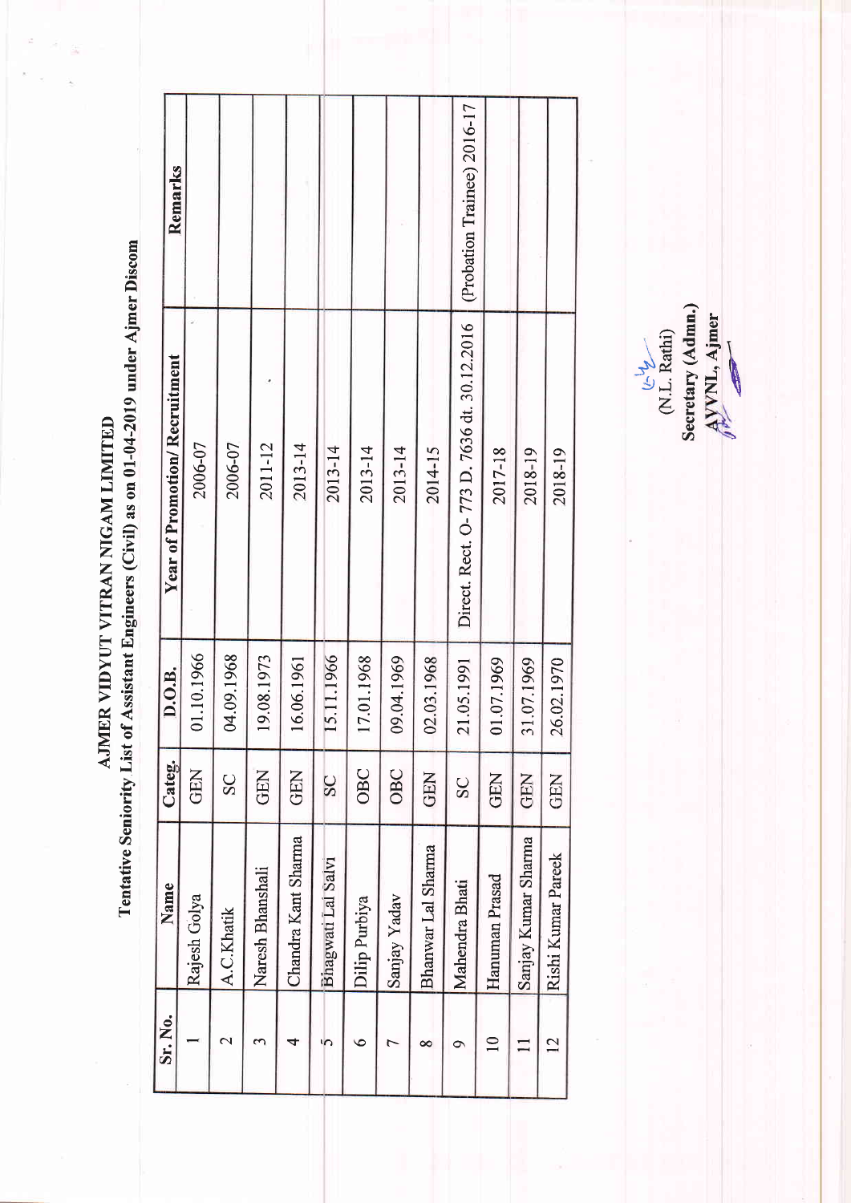# AJMER VIDYUT VITRAN NIGAM LIMITED

## Tentative Seniority List of Assistant Engineers (Civil) as on 01-04-2019 under Ajmer Discom

| Sr. No. | Name | Categ. | D.O.B. | Year of Promotion/ Recruitment | Remarks |
|---|---|---|---|---|---|
| 1 | Rajesh Golya | GEN | 01.10.1966 | 2006-07 | |
| 2 | A.C.Khatik | SC | 04.09.1968 | 2006-07 | |
| 3 | Naresh Bhanshali | GEN | 19.08.1973 | 2011-12 | |
| 4 | Chandra Kant Sharma | GEN | 16.06.1961 | 2013-14 | |
| 5 | Bhagwati Lal Salvi | SC | 15.11.1966 | 2013-14 | |
| 6 | Dilip Purbiya | OBC | 17.01.1968 | 2013-14 | |
| 7 | Sanjay Yadav | OBC | 09.04.1969 | 2013-14 | |
| 8 | Bhanwar Lal Sharma | GEN | 02.03.1968 | 2014-15 | |
| 9 | Mahendra Bhati | SC | 21.05.1991 | Direct. Rect. O- 773 D. 7636 dt. 30.12.2016 | (Probation Trainee) 2016-17 |
| 10 | Hanuman Prasad | GEN | 01.07.1969 | 2017-18 | |
| 11 | Sanjay Kumar Sharma | GEN | 31.07.1969 | 2018-19 | |
| 12 | Rishi Kumar Pareek | GEN | 26.02.1970 | 2018-19 | |

(N.L. Rathi)
**Secretary (Admn.)**
**AVVNL, Ajmer**